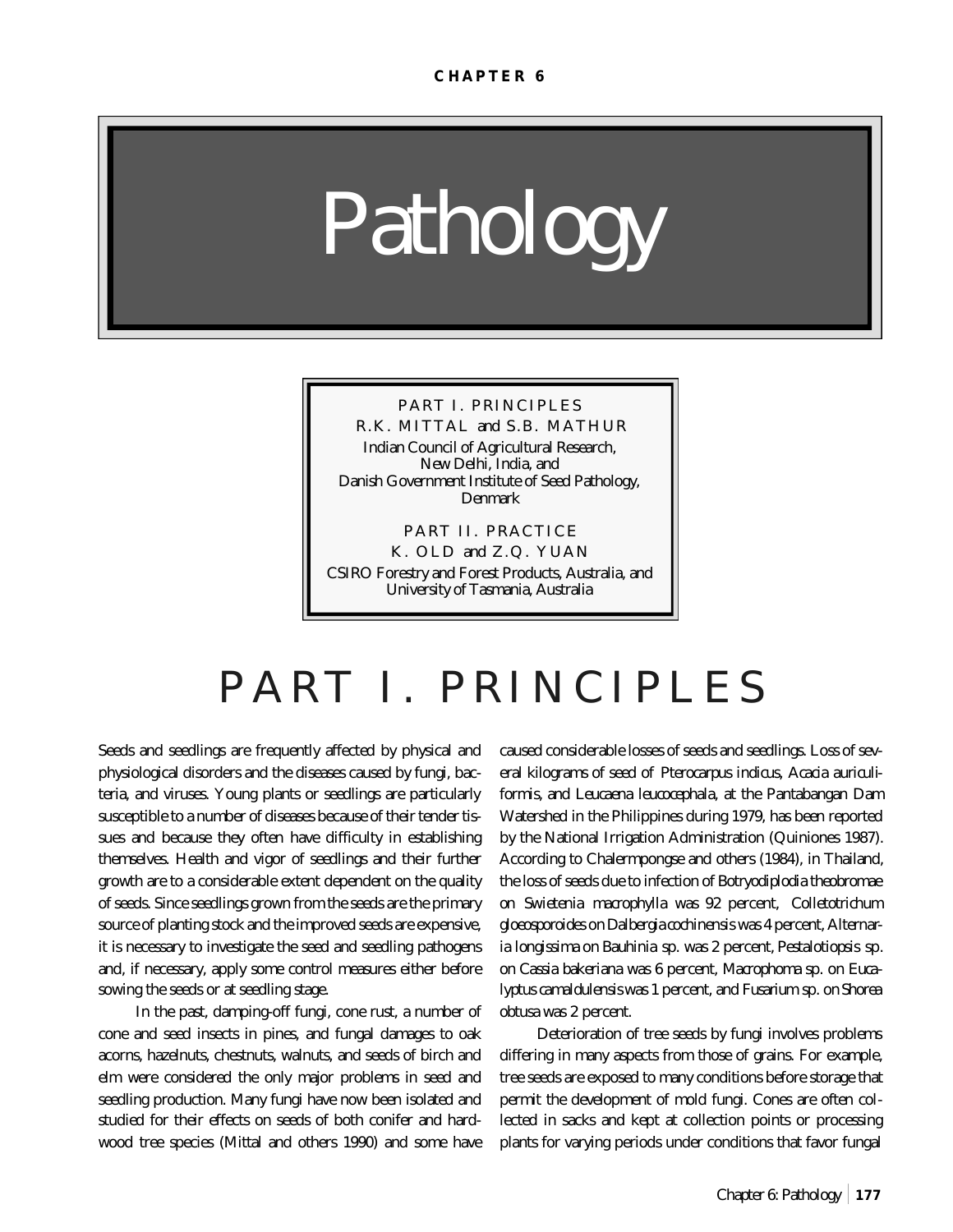**CHAPTER 6**

# Pathology

PART I. PRINCIPLES
R.K. MITTAL and S.B. MATHUR
Indian Council of Agricultural Research, New Delhi, India, and
Danish Government Institute of Seed Pathology, Denmark

PART II. PRACTICE
K. OLD and Z.Q. YUAN
CSIRO Forestry and Forest Products, Australia, and
University of Tasmania, Australia

## PART I. PRINCIPLES

Seeds and seedlings are frequently affected by physical and physiological disorders and the diseases caused by fungi, bacteria, and viruses. Young plants or seedlings are particularly susceptible to a number of diseases because of their tender tissues and because they often have difficulty in establishing themselves. Health and vigor of seedlings and their further growth are to a considerable extent dependent on the quality of seeds. Since seedlings grown from the seeds are the primary source of planting stock and the improved seeds are expensive, it is necessary to investigate the seed and seedling pathogens and, if necessary, apply some control measures either before sowing the seeds or at seedling stage.

In the past, damping-off fungi, cone rust, a number of cone and seed insects in pines, and fungal damages to oak acorns, hazelnuts, chestnuts, walnuts, and seeds of birch and elm were considered the only major problems in seed and seedling production. Many fungi have now been isolated and studied for their effects on seeds of both conifer and hardwood tree species (Mittal and others 1990) and some have caused considerable losses of seeds and seedlings. Loss of several kilograms of seed of *Pterocarpus indicus*, *Acacia auriculiformis*, and *Leucaena leucocephala*, at the Pantabangan Dam Watershed in the Philippines during 1979, has been reported by the National Irrigation Administration (Quiniones 1987). According to Chalermpongse and others (1984), in Thailand, the loss of seeds due to infection of *Botryodiplodia theobromae* on *Swietenia macrophylla* was 92 percent, *Colletotrichum gloeosporoides* on *Dalbergia cochinensis* was 4 percent, *Alternaria longissima* on *Bauhinia* sp. was 2 percent, *Pestalotiopsis* sp. on *Cassia bakeriana* was 6 percent, *Macrophoma* sp. on *Eucalyptus camaldulensis* was 1 percent, and *Fusarium* sp. on *Shorea obtusa* was 2 percent.

Deterioration of tree seeds by fungi involves problems differing in many aspects from those of grains. For example, tree seeds are exposed to many conditions before storage that permit the development of mold fungi. Cones are often collected in sacks and kept at collection points or processing plants for varying periods under conditions that favor fungal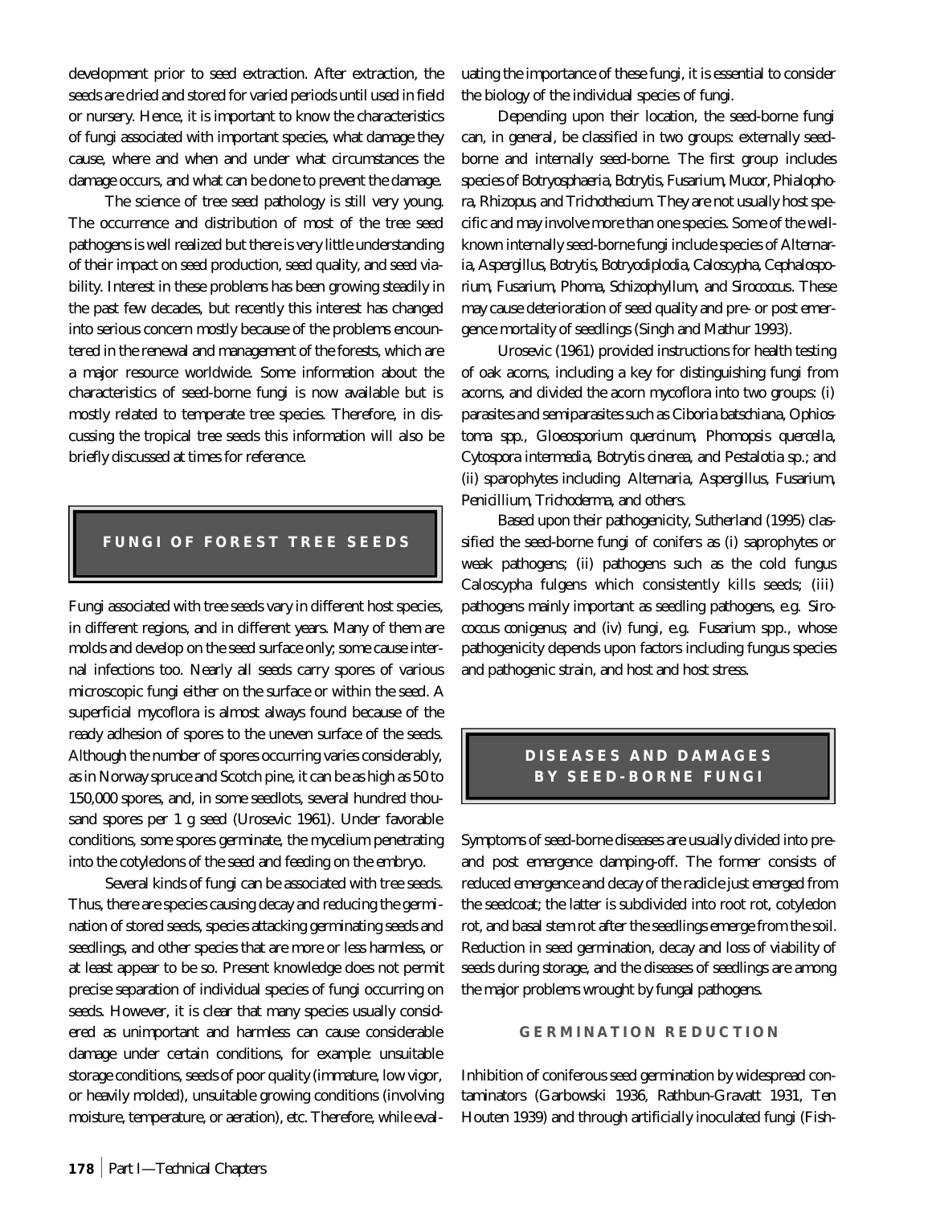development prior to seed extraction. After extraction, the seeds are dried and stored for varied periods until used in field or nursery. Hence, it is important to know the characteristics of fungi associated with important species, what damage they cause, where and when and under what circumstances the damage occurs, and what can be done to prevent the damage.

The science of tree seed pathology is still very young. The occurrence and distribution of most of the tree seed pathogens is well realized but there is very little understanding of their impact on seed production, seed quality, and seed viability. Interest in these problems has been growing steadily in the past few decades, but recently this interest has changed into serious concern mostly because of the problems encountered in the renewal and management of the forests, which are a major resource worldwide. Some information about the characteristics of seed-borne fungi is now available but is mostly related to temperate tree species. Therefore, in discussing the tropical tree seeds this information will also be briefly discussed at times for reference.

## FUNGI OF FOREST TREE SEEDS

Fungi associated with tree seeds vary in different host species, in different regions, and in different years. Many of them are molds and develop on the seed surface only; some cause internal infections too. Nearly all seeds carry spores of various microscopic fungi either on the surface or within the seed. A superficial mycoflora is almost always found because of the ready adhesion of spores to the uneven surface of the seeds. Although the number of spores occurring varies considerably, as in Norway spruce and Scotch pine, it can be as high as 50 to 150,000 spores, and, in some seedlots, several hundred thousand spores per 1 g seed (Urosevic 1961). Under favorable conditions, some spores germinate, the mycelium penetrating into the cotyledons of the seed and feeding on the embryo.

Several kinds of fungi can be associated with tree seeds. Thus, there are species causing decay and reducing the germination of stored seeds, species attacking germinating seeds and seedlings, and other species that are more or less harmless, or at least appear to be so. Present knowledge does not permit precise separation of individual species of fungi occurring on seeds. However, it is clear that many species usually considered as unimportant and harmless can cause considerable damage under certain conditions, for example: unsuitable storage conditions, seeds of poor quality (immature, low vigor, or heavily molded), unsuitable growing conditions (involving moisture, temperature, or aeration), etc. Therefore, while evaluating the importance of these fungi, it is essential to consider the biology of the individual species of fungi.

Depending upon their location, the seed-borne fungi can, in general, be classified in two groups: externally seed-borne and internally seed-borne. The first group includes species of *Botryosphaeria*, *Botrytis*, *Fusarium*, *Mucor*, *Phialophora*, *Rhizopus*, and *Trichothecium*. They are not usually host specific and may involve more than one species. Some of the well-known internally seed-borne fungi include species of *Alternaria*, *Aspergillus*, *Botrytis*, *Botryodiplodia*, *Caloscypha*, *Cephalosporium*, *Fusarium*, *Phoma*, *Schizophyllum*, and *Sirococcus*. These may cause deterioration of seed quality and pre- or post emergence mortality of seedlings (Singh and Mathur 1993).

Urosevic (1961) provided instructions for health testing of oak acorns, including a key for distinguishing fungi from acorns, and divided the acorn mycoflora into two groups: (i) parasites and semiparasites such as *Ciboria batschiana*, *Ophiostoma* spp., *Gloeosporium quercinum*, *Phomopsis quercella*, *Cytospora intermedia*, *Botrytis cinerea*, and *Pestalotia* sp.; and (ii) sparophytes including *Alternaria*, *Aspergillus*, *Fusarium*, *Penicillium*, *Trichoderma*, and others.

Based upon their pathogenicity, Sutherland (1995) classified the seed-borne fungi of conifers as (i) saprophytes or weak pathogens; (ii) pathogens such as the cold fungus *Caloscypha fulgens* which consistently kills seeds; (iii) pathogens mainly important as seedling pathogens, e.g. *Sirococcus conigenus*; and (iv) fungi, e.g. *Fusarium* spp., whose pathogenicity depends upon factors including fungus species and pathogenic strain, and host and host stress.

## DISEASES AND DAMAGES BY SEED-BORNE FUNGI

Symptoms of seed-borne diseases are usually divided into pre- and post emergence damping-off. The former consists of reduced emergence and decay of the radicle just emerged from the seedcoat; the latter is subdivided into root rot, cotyledon rot, and basal stem rot after the seedlings emerge from the soil. Reduction in seed germination, decay and loss of viability of seeds during storage, and the diseases of seedlings are among the major problems wrought by fungal pathogens.

### GERMINATION REDUCTION

Inhibition of coniferous seed germination by widespread contaminators (Garbowski 1936, Rathbun-Gravatt 1931, Ten Houten 1939) and through artificially inoculated fungi (Fish-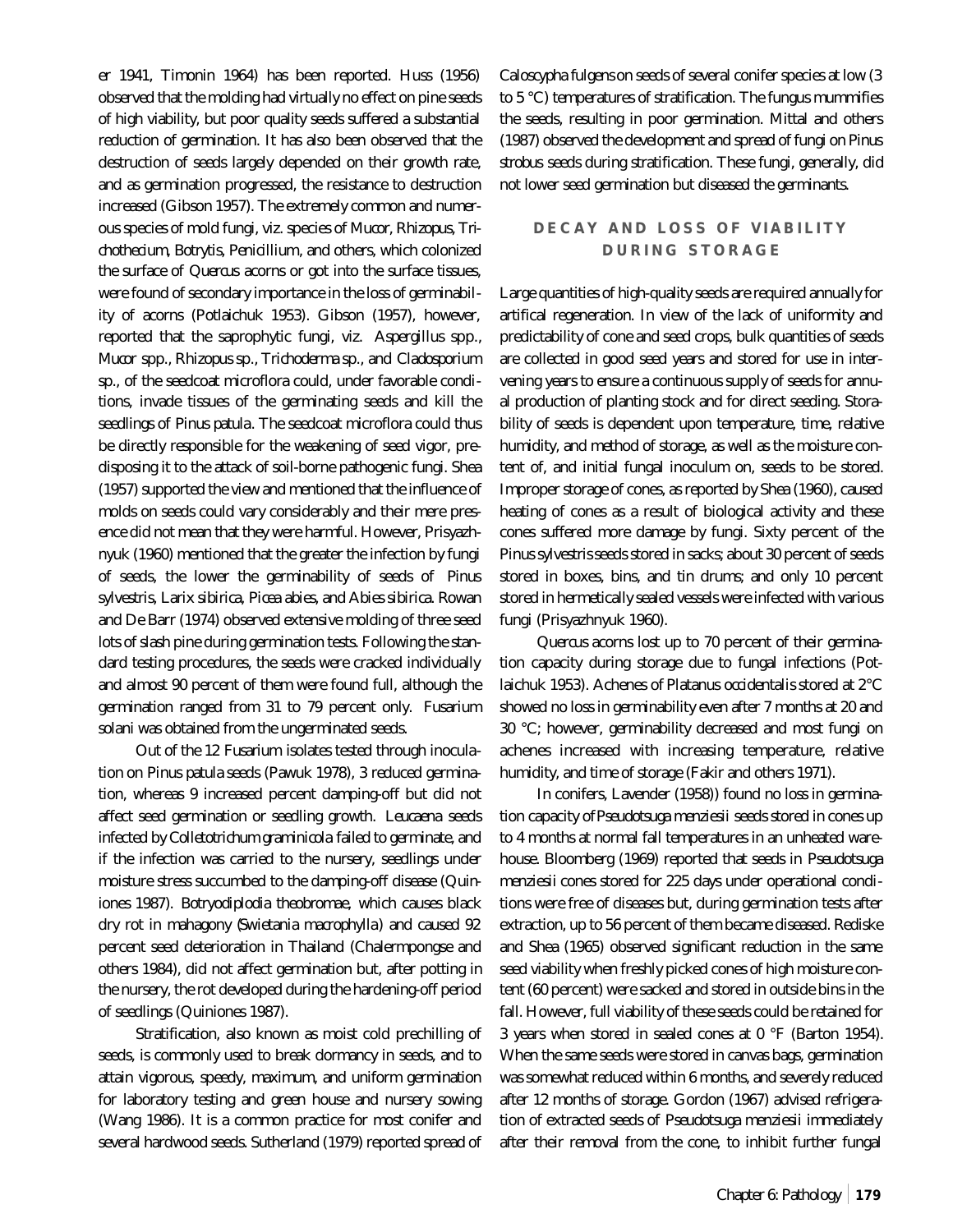er 1941, Timonin 1964) has been reported. Huss (1956) observed that the molding had virtually no effect on pine seeds of high viability, but poor quality seeds suffered a substantial reduction of germination. It has also been observed that the destruction of seeds largely depended on their growth rate, and as germination progressed, the resistance to destruction increased (Gibson 1957). The extremely common and numerous species of mold fungi, viz. species of *Mucor*, *Rhizopus*, *Trichothecium*, *Botrytis*, *Penicillium*, and others, which colonized the surface of *Quercus* acorns or got into the surface tissues, were found of secondary importance in the loss of germinability of acorns (Potlaichuk 1953). Gibson (1957), however, reported that the saprophytic fungi, viz. *Aspergillus* spp., *Mucor* spp., *Rhizopus* sp., *Trichoderma* sp., and *Cladosporium* sp., of the seedcoat microflora could, under favorable conditions, invade tissues of the germinating seeds and kill the seedlings of *Pinus patula*. The seedcoat microflora could thus be directly responsible for the weakening of seed vigor, predisposing it to the attack of soil-borne pathogenic fungi. Shea (1957) supported the view and mentioned that the influence of molds on seeds could vary considerably and their mere presence did not mean that they were harmful. However, Prisyazhnyuk (1960) mentioned that the greater the infection by fungi of seeds, the lower the germinability of seeds of *Pinus sylvestris*, *Larix sibirica*, *Picea abies*, and *Abies sibirica*. Rowan and De Barr (1974) observed extensive molding of three seed lots of slash pine during germination tests. Following the standard testing procedures, the seeds were cracked individually and almost 90 percent of them were found full, although the germination ranged from 31 to 79 percent only. *Fusarium solani* was obtained from the ungerminated seeds.

Out of the 12 *Fusarium* isolates tested through inoculation on *Pinus patula* seeds (Pawuk 1978), 3 reduced germination, whereas 9 increased percent damping-off but did not affect seed germination or seedling growth. *Leucaena* seeds infected by *Colletotrichum graminicola* failed to germinate, and if the infection was carried to the nursery, seedlings under moisture stress succumbed to the damping-off disease (Quiniones 1987). *Botryodiplodia theobromae*, which causes black dry rot in mahogany (*Swietania macrophylla*) and caused 92 percent seed deterioration in Thailand (Chalermpongse and others 1984), did not affect germination but, after potting in the nursery, the rot developed during the hardening-off period of seedlings (Quiniones 1987).

Stratification, also known as moist cold prechilling of seeds, is commonly used to break dormancy in seeds, and to attain vigorous, speedy, maximum, and uniform germination for laboratory testing and green house and nursery sowing (Wang 1986). It is a common practice for most conifer and several hardwood seeds. Sutherland (1979) reported spread of *Caloscypha fulgens* on seeds of several conifer species at low (3 to 5 °C) temperatures of stratification. The fungus mummifies the seeds, resulting in poor germination. Mittal and others (1987) observed the development and spread of fungi on *Pinus strobus* seeds during stratification. These fungi, generally, did not lower seed germination but diseased the germinants.

## DECAY AND LOSS OF VIABILITY DURING STORAGE

Large quantities of high-quality seeds are required annually for artifical regeneration. In view of the lack of uniformity and predictability of cone and seed crops, bulk quantities of seeds are collected in good seed years and stored for use in intervening years to ensure a continuous supply of seeds for annual production of planting stock and for direct seeding. Storability of seeds is dependent upon temperature, time, relative humidity, and method of storage, as well as the moisture content of, and initial fungal inoculum on, seeds to be stored. Improper storage of cones, as reported by Shea (1960), caused heating of cones as a result of biological activity and these cones suffered more damage by fungi. Sixty percent of the *Pinus sylvestris* seeds stored in sacks; about 30 percent of seeds stored in boxes, bins, and tin drums; and only 10 percent stored in hermetically sealed vessels were infected with various fungi (Prisyazhnyuk 1960).

*Quercus* acorns lost up to 70 percent of their germination capacity during storage due to fungal infections (Potlaichuk 1953). Achenes of *Platanus occidentalis* stored at 2°C showed no loss in germinability even after 7 months at 20 and 30 °C; however, germinability decreased and most fungi on achenes increased with increasing temperature, relative humidity, and time of storage (Fakir and others 1971).

In conifers, Lavender (1958)) found no loss in germination capacity of *Pseudotsuga menziesii* seeds stored in cones up to 4 months at normal fall temperatures in an unheated warehouse. Bloomberg (1969) reported that seeds in *Pseudotsuga menziesii* cones stored for 225 days under operational conditions were free of diseases but, during germination tests after extraction, up to 56 percent of them became diseased. Rediske and Shea (1965) observed significant reduction in the same seed viability when freshly picked cones of high moisture content (60 percent) were sacked and stored in outside bins in the fall. However, full viability of these seeds could be retained for 3 years when stored in sealed cones at 0 °F (Barton 1954). When the same seeds were stored in canvas bags, germination was somewhat reduced within 6 months, and severely reduced after 12 months of storage. Gordon (1967) advised refrigeration of extracted seeds of *Pseudotsuga menziesii* immediately after their removal from the cone, to inhibit further fungal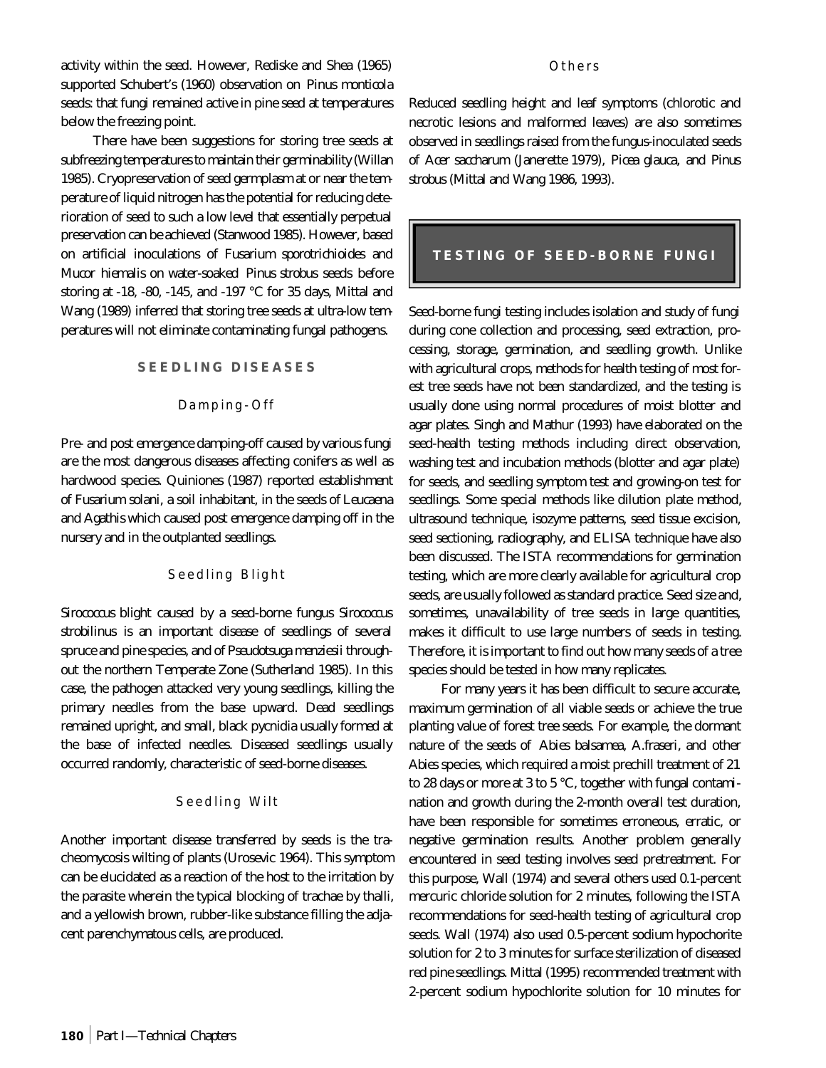activity within the seed. However, Rediske and Shea (1965) supported Schubert's (1960) observation on *Pinus monticola* seeds: that fungi remained active in pine seed at temperatures below the freezing point.

There have been suggestions for storing tree seeds at subfreezing temperatures to maintain their germinability (Willan 1985). Cryopreservation of seed germplasm at or near the temperature of liquid nitrogen has the potential for reducing deterioration of seed to such a low level that essentially perpetual preservation can be achieved (Stanwood 1985). However, based on artificial inoculations of *Fusarium sporotrichioides* and *Mucor hiemalis* on water-soaked *Pinus strobus* seeds before storing at -18, -80, -145, and -197 °C for 35 days, Mittal and Wang (1989) inferred that storing tree seeds at ultra-low temperatures will not eliminate contaminating fungal pathogens.

## SEEDLING DISEASES

### Damping-Off

Pre- and post emergence damping-off caused by various fungi are the most dangerous diseases affecting conifers as well as hardwood species. Quiniones (1987) reported establishment of *Fusarium solani*, a soil inhabitant, in the seeds of *Leucaena* and *Agathis* which caused post emergence damping off in the nursery and in the outplanted seedlings.

### Seedling Blight

*Sirococcus* blight caused by a seed-borne fungus *Sirococcus strobilinus* is an important disease of seedlings of several spruce and pine species, and of *Pseudotsuga menziesii* throughout the northern Temperate Zone (Sutherland 1985). In this case, the pathogen attacked very young seedlings, killing the primary needles from the base upward. Dead seedlings remained upright, and small, black pycnidia usually formed at the base of infected needles. Diseased seedlings usually occurred randomly, characteristic of seed-borne diseases.

### Seedling Wilt

Another important disease transferred by seeds is the tracheomycosis wilting of plants (Urosevic 1964). This symptom can be elucidated as a reaction of the host to the irritation by the parasite wherein the typical blocking of trachae by thalli, and a yellowish brown, rubber-like substance filling the adjacent parenchymatous cells, are produced.

### Others

Reduced seedling height and leaf symptoms (chlorotic and necrotic lesions and malformed leaves) are also sometimes observed in seedlings raised from the fungus-inoculated seeds of *Acer saccharum* (Janerette 1979), *Picea glauca*, and *Pinus strobus* (Mittal and Wang 1986, 1993).

## TESTING OF SEED-BORNE FUNGI

Seed-borne fungi testing includes isolation and study of fungi during cone collection and processing, seed extraction, processing, storage, germination, and seedling growth. Unlike with agricultural crops, methods for health testing of most forest tree seeds have not been standardized, and the testing is usually done using normal procedures of moist blotter and agar plates. Singh and Mathur (1993) have elaborated on the seed-health testing methods including direct observation, washing test and incubation methods (blotter and agar plate) for seeds, and seedling symptom test and growing-on test for seedlings. Some special methods like dilution plate method, ultrasound technique, isozyme patterns, seed tissue excision, seed sectioning, radiography, and ELISA technique have also been discussed. The ISTA recommendations for germination testing, which are more clearly available for agricultural crop seeds, are usually followed as standard practice. Seed size and, sometimes, unavailability of tree seeds in large quantities, makes it difficult to use large numbers of seeds in testing. Therefore, it is important to find out how many seeds of a tree species should be tested in how many replicates.

For many years it has been difficult to secure accurate, maximum germination of all viable seeds or achieve the true planting value of forest tree seeds. For example, the dormant nature of the seeds of *Abies balsamea*, *A. fraseri*, and other *Abies* species, which required a moist prechill treatment of 21 to 28 days or more at 3 to 5 °C, together with fungal contamination and growth during the 2-month overall test duration, have been responsible for sometimes erroneous, erratic, or negative germination results. Another problem generally encountered in seed testing involves seed pretreatment. For this purpose, Wall (1974) and several others used 0.1-percent mercuric chloride solution for 2 minutes, following the ISTA recommendations for seed-health testing of agricultural crop seeds. Wall (1974) also used 0.5-percent sodium hypochorite solution for 2 to 3 minutes for surface sterilization of diseased red pine seedlings. Mittal (1995) recommended treatment with 2-percent sodium hypochlorite solution for 10 minutes for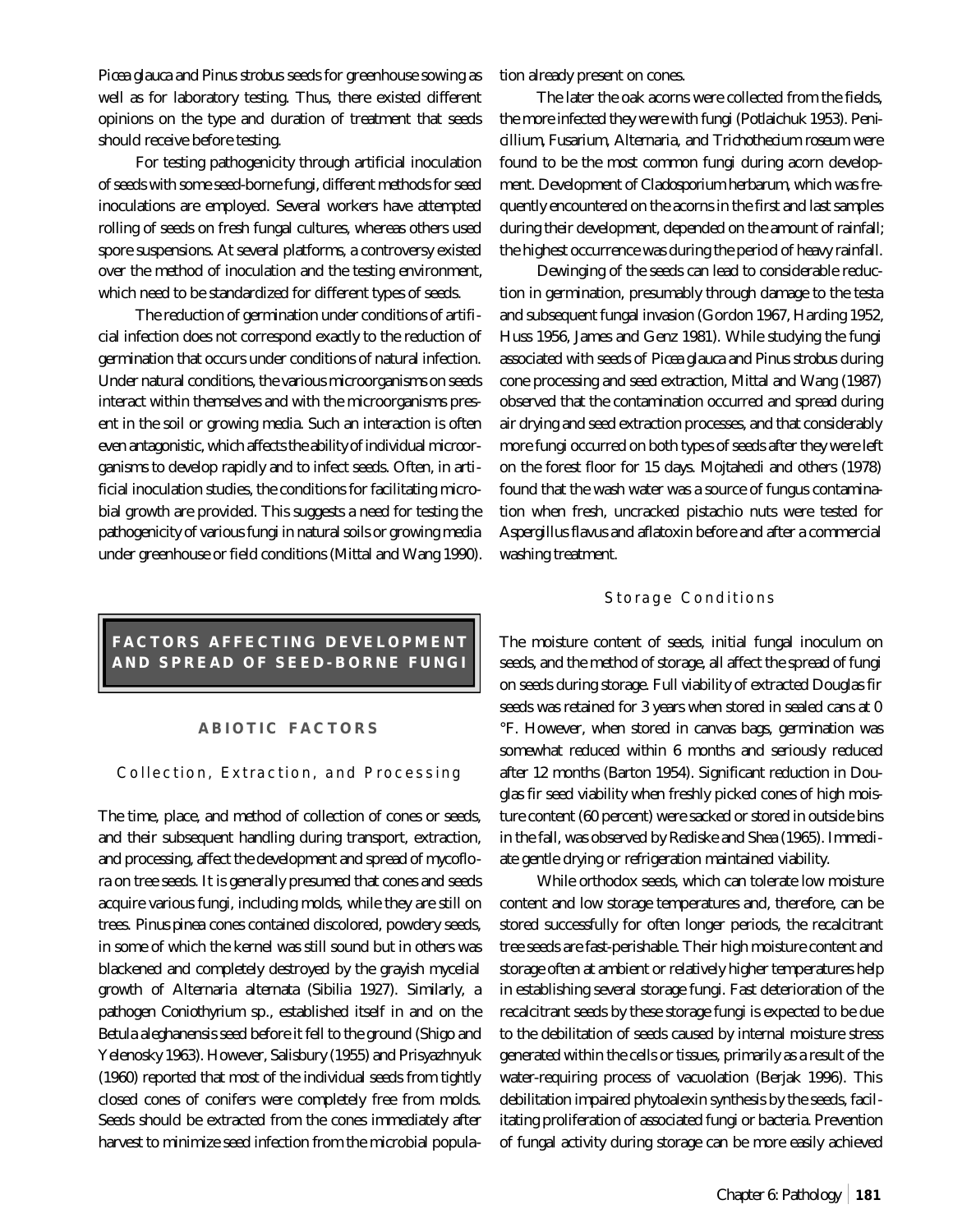*Picea glauca* and *Pinus strobus* seeds for greenhouse sowing as well as for laboratory testing. Thus, there existed different opinions on the type and duration of treatment that seeds should receive before testing.

For testing pathogenicity through artificial inoculation of seeds with some seed-borne fungi, different methods for seed inoculations are employed. Several workers have attempted rolling of seeds on fresh fungal cultures, whereas others used spore suspensions. At several platforms, a controversy existed over the method of inoculation and the testing environment, which need to be standardized for different types of seeds.

The reduction of germination under conditions of artificial infection does not correspond exactly to the reduction of germination that occurs under conditions of natural infection. Under natural conditions, the various microorganisms on seeds interact within themselves and with the microorganisms present in the soil or growing media. Such an interaction is often even antagonistic, which affects the ability of individual microorganisms to develop rapidly and to infect seeds. Often, in artificial inoculation studies, the conditions for facilitating microbial growth are provided. This suggests a need for testing the pathogenicity of various fungi in natural soils or growing media under greenhouse or field conditions (Mittal and Wang 1990).

## FACTORS AFFECTING DEVELOPMENT AND SPREAD OF SEED-BORNE FUNGI

### ABIOTIC FACTORS

#### Collection, Extraction, and Processing

The time, place, and method of collection of cones or seeds, and their subsequent handling during transport, extraction, and processing, affect the development and spread of mycoflora on tree seeds. It is generally presumed that cones and seeds acquire various fungi, including molds, while they are still on trees. *Pinus pinea* cones contained discolored, powdery seeds, in some of which the kernel was still sound but in others was blackened and completely destroyed by the grayish mycelial growth of *Alternaria alternata* (Sibilia 1927). Similarly, a pathogen *Coniothyrium* sp., established itself in and on the *Betula aleghanensis* seed before it fell to the ground (Shigo and Yelenosky 1963). However, Salisbury (1955) and Prisyazhnyuk (1960) reported that most of the individual seeds from tightly closed cones of conifers were completely free from molds. Seeds should be extracted from the cones immediately after harvest to minimize seed infection from the microbial population already present on cones.

The later the oak acorns were collected from the fields, the more infected they were with fungi (Potlaichuk 1953). *Penicillium*, *Fusarium*, *Alternaria*, and *Trichothecium roseum* were found to be the most common fungi during acorn development. Development of *Cladosporium herbarum*, which was frequently encountered on the acorns in the first and last samples during their development, depended on the amount of rainfall; the highest occurrence was during the period of heavy rainfall.

Dewinging of the seeds can lead to considerable reduction in germination, presumably through damage to the testa and subsequent fungal invasion (Gordon 1967, Harding 1952, Huss 1956, James and Genz 1981). While studying the fungi associated with seeds of *Picea glauca* and *Pinus strobus* during cone processing and seed extraction, Mittal and Wang (1987) observed that the contamination occurred and spread during air drying and seed extraction processes, and that considerably more fungi occurred on both types of seeds after they were left on the forest floor for 15 days. Mojtahedi and others (1978) found that the wash water was a source of fungus contamination when fresh, uncracked pistachio nuts were tested for *Aspergillus flavus* and aflatoxin before and after a commercial washing treatment.

#### Storage Conditions

The moisture content of seeds, initial fungal inoculum on seeds, and the method of storage, all affect the spread of fungi on seeds during storage. Full viability of extracted Douglas fir seeds was retained for 3 years when stored in sealed cans at 0 °F. However, when stored in canvas bags, germination was somewhat reduced within 6 months and seriously reduced after 12 months (Barton 1954). Significant reduction in Douglas fir seed viability when freshly picked cones of high moisture content (60 percent) were sacked or stored in outside bins in the fall, was observed by Rediske and Shea (1965). Immediate gentle drying or refrigeration maintained viability.

While orthodox seeds, which can tolerate low moisture content and low storage temperatures and, therefore, can be stored successfully for often longer periods, the recalcitrant tree seeds are fast-perishable. Their high moisture content and storage often at ambient or relatively higher temperatures help in establishing several storage fungi. Fast deterioration of the recalcitrant seeds by these storage fungi is expected to be due to the debilitation of seeds caused by internal moisture stress generated within the cells or tissues, primarily as a result of the water-requiring process of vacuolation (Berjak 1996). This debilitation impaired phytoalexin synthesis by the seeds, facilitating proliferation of associated fungi or bacteria. Prevention of fungal activity during storage can be more easily achieved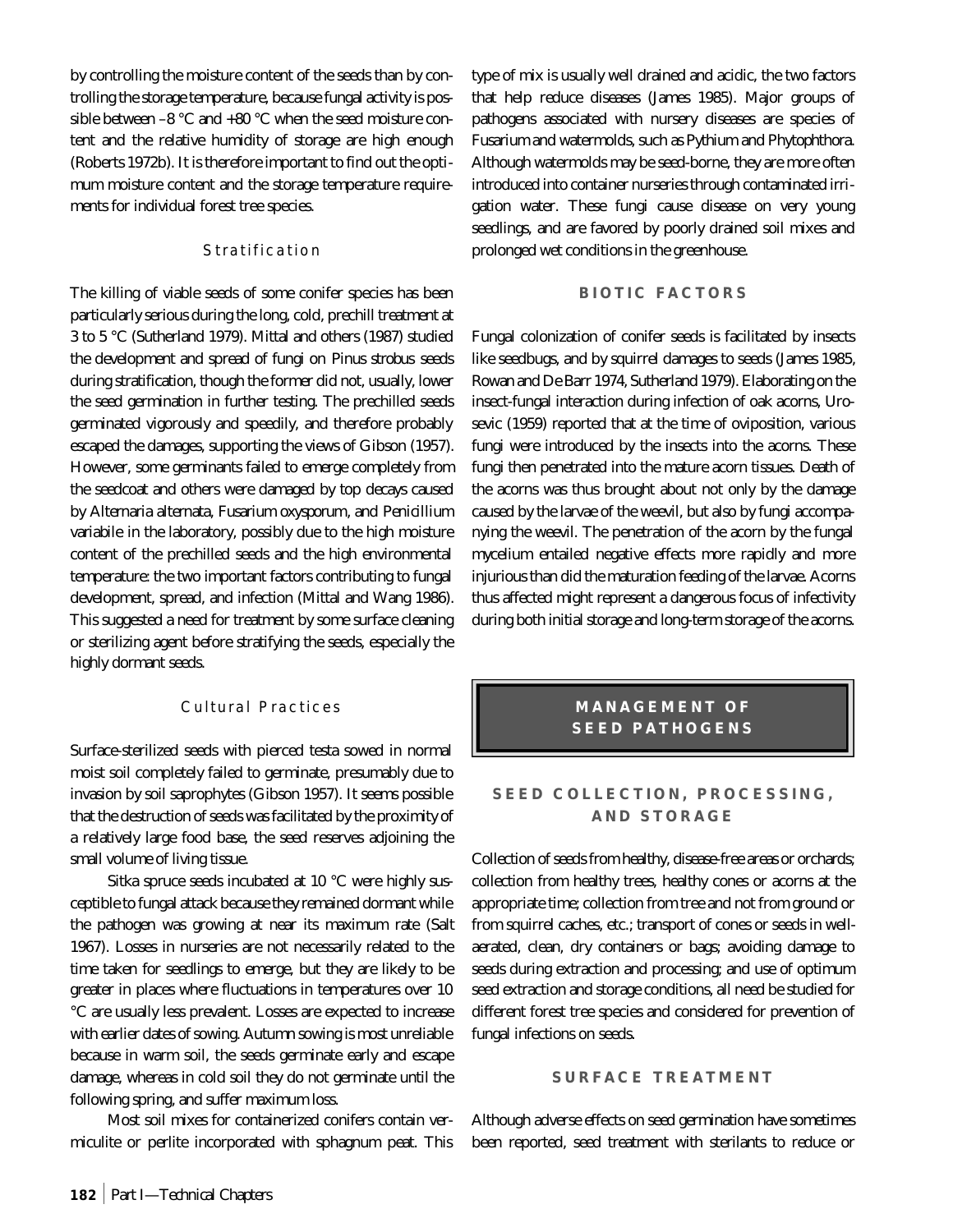by controlling the moisture content of the seeds than by controlling the storage temperature, because fungal activity is possible between –8 °C and +80 °C when the seed moisture content and the relative humidity of storage are high enough (Roberts 1972b). It is therefore important to find out the optimum moisture content and the storage temperature requirements for individual forest tree species.

### Stratification

The killing of viable seeds of some conifer species has been particularly serious during the long, cold, prechill treatment at 3 to 5 °C (Sutherland 1979). Mittal and others (1987) studied the development and spread of fungi on Pinus strobus seeds during stratification, though the former did not, usually, lower the seed germination in further testing. The prechilled seeds germinated vigorously and speedily, and therefore probably escaped the damages, supporting the views of Gibson (1957). However, some germinants failed to emerge completely from the seedcoat and others were damaged by top decays caused by Alternaria alternata, Fusarium oxysporum, and Penicillium variabile in the laboratory, possibly due to the high moisture content of the prechilled seeds and the high environmental temperature: the two important factors contributing to fungal development, spread, and infection (Mittal and Wang 1986). This suggested a need for treatment by some surface cleaning or sterilizing agent before stratifying the seeds, especially the highly dormant seeds.

### Cultural Practices

Surface-sterilized seeds with pierced testa sowed in normal moist soil completely failed to germinate, presumably due to invasion by soil saprophytes (Gibson 1957). It seems possible that the destruction of seeds was facilitated by the proximity of a relatively large food base, the seed reserves adjoining the small volume of living tissue.

Sitka spruce seeds incubated at 10 °C were highly susceptible to fungal attack because they remained dormant while the pathogen was growing at near its maximum rate (Salt 1967). Losses in nurseries are not necessarily related to the time taken for seedlings to emerge, but they are likely to be greater in places where fluctuations in temperatures over 10 °C are usually less prevalent. Losses are expected to increase with earlier dates of sowing. Autumn sowing is most unreliable because in warm soil, the seeds germinate early and escape damage, whereas in cold soil they do not germinate until the following spring, and suffer maximum loss.

Most soil mixes for containerized conifers contain vermiculite or perlite incorporated with sphagnum peat. This type of mix is usually well drained and acidic, the two factors that help reduce diseases (James 1985). Major groups of pathogens associated with nursery diseases are species of Fusarium and watermolds, such as Pythium and Phytophthora. Although watermolds may be seed-borne, they are more often introduced into container nurseries through contaminated irrigation water. These fungi cause disease on very young seedlings, and are favored by poorly drained soil mixes and prolonged wet conditions in the greenhouse.

## BIOTIC FACTORS

Fungal colonization of conifer seeds is facilitated by insects like seedbugs, and by squirrel damages to seeds (James 1985, Rowan and De Barr 1974, Sutherland 1979). Elaborating on the insect-fungal interaction during infection of oak acorns, Urosevic (1959) reported that at the time of oviposition, various fungi were introduced by the insects into the acorns. These fungi then penetrated into the mature acorn tissues. Death of the acorns was thus brought about not only by the damage caused by the larvae of the weevil, but also by fungi accompanying the weevil. The penetration of the acorn by the fungal mycelium entailed negative effects more rapidly and more injurious than did the maturation feeding of the larvae. Acorns thus affected might represent a dangerous focus of infectivity during both initial storage and long-term storage of the acorns.

# MANAGEMENT OF SEED PATHOGENS

## SEED COLLECTION, PROCESSING, AND STORAGE

Collection of seeds from healthy, disease-free areas or orchards; collection from healthy trees, healthy cones or acorns at the appropriate time; collection from tree and not from ground or from squirrel caches, etc.; transport of cones or seeds in well-aerated, clean, dry containers or bags; avoiding damage to seeds during extraction and processing; and use of optimum seed extraction and storage conditions, all need be studied for different forest tree species and considered for prevention of fungal infections on seeds.

## SURFACE TREATMENT

Although adverse effects on seed germination have sometimes been reported, seed treatment with sterilants to reduce or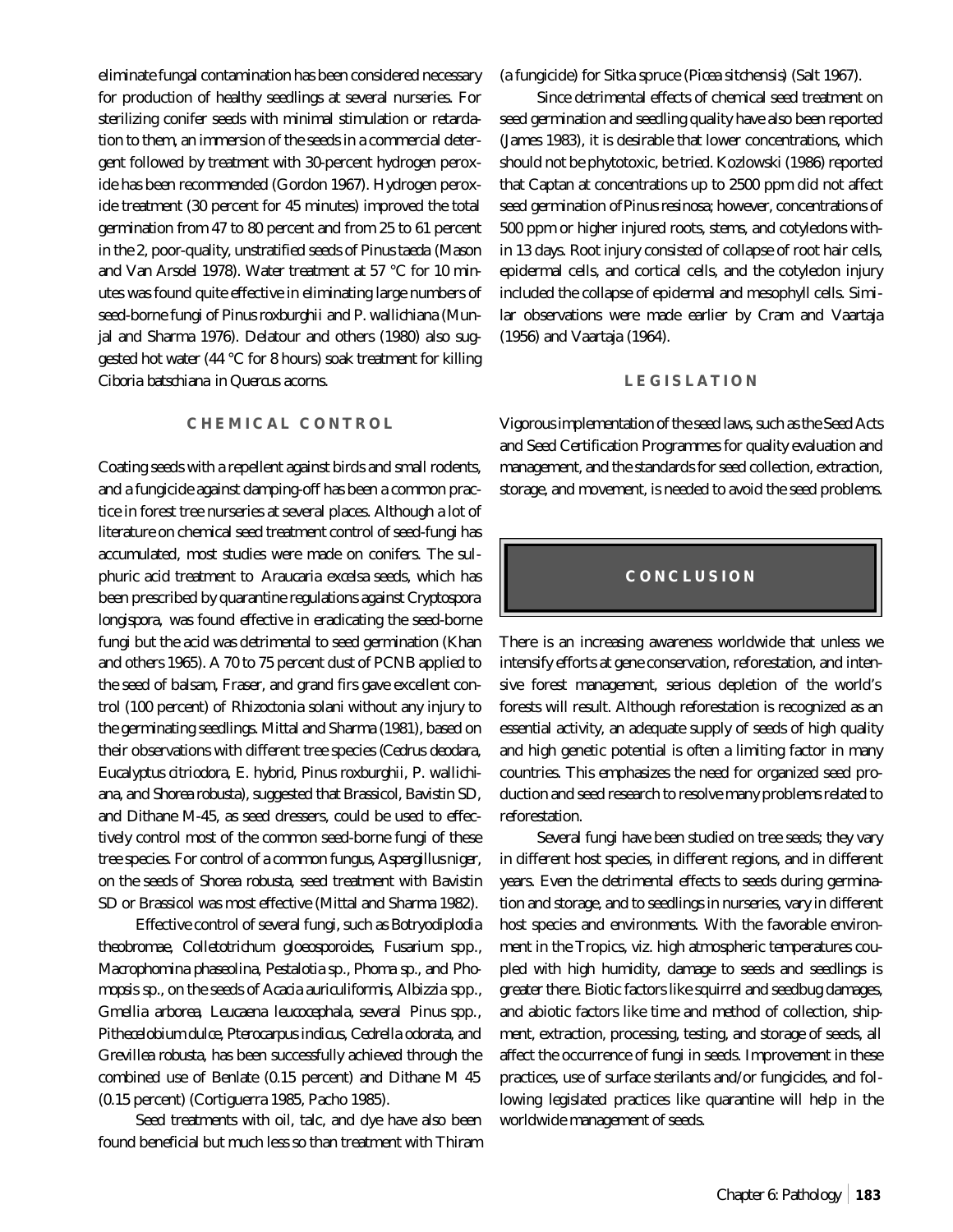eliminate fungal contamination has been considered necessary for production of healthy seedlings at several nurseries. For sterilizing conifer seeds with minimal stimulation or retardation to them, an immersion of the seeds in a commercial detergent followed by treatment with 30-percent hydrogen peroxide has been recommended (Gordon 1967). Hydrogen peroxide treatment (30 percent for 45 minutes) improved the total germination from 47 to 80 percent and from 25 to 61 percent in the 2, poor-quality, unstratified seeds of *Pinus taeda* (Mason and Van Arsdel 1978). Water treatment at 57 °C for 10 minutes was found quite effective in eliminating large numbers of seed-borne fungi of *Pinus roxburghii* and *P. wallichiana* (Munjal and Sharma 1976). Delatour and others (1980) also suggested hot water (44 °C for 8 hours) soak treatment for killing *Ciboria batschiana* in *Quercus* acorns.

## CHEMICAL CONTROL

Coating seeds with a repellent against birds and small rodents, and a fungicide against damping-off has been a common practice in forest tree nurseries at several places. Although a lot of literature on chemical seed treatment control of seed-fungi has accumulated, most studies were made on conifers. The sulphuric acid treatment to *Araucaria excelsa* seeds, which has been prescribed by quarantine regulations against *Cryptospora longispora*, was found effective in eradicating the seed-borne fungi but the acid was detrimental to seed germination (Khan and others 1965). A 70 to 75 percent dust of PCNB applied to the seed of balsam, Fraser, and grand firs gave excellent control (100 percent) of *Rhizoctonia solani* without any injury to the germinating seedlings. Mittal and Sharma (1981), based on their observations with different tree species (*Cedrus deodara*, *Eucalyptus citriodora*, *E.* hybrid, *Pinus roxburghii*, *P. wallichiana*, and *Shorea robusta*), suggested that Brassicol, Bavistin SD, and Dithane M-45, as seed dressers, could be used to effectively control most of the common seed-borne fungi of these tree species. For control of a common fungus, *Aspergillus niger*, on the seeds of *Shorea robusta*, seed treatment with Bavistin SD or Brassicol was most effective (Mittal and Sharma 1982).

Effective control of several fungi, such as *Botryodiplodia theobromae*, *Colletotrichum gloeosporoides*, *Fusarium* spp., *Macrophomina phaseolina*, *Pestalotia* sp., *Phoma* sp., and *Phomopsis* sp., on the seeds of *Acacia auriculiformis*, *Albizzia* spp., *Gmellia arborea*, *Leucaena leucocephala*, several *Pinus* spp., *Pithecelobium dulce*, *Pterocarpus indicus*, *Cedrella odorata*, and *Grevillea robusta*, has been successfully achieved through the combined use of Benlate (0.15 percent) and Dithane M 45 (0.15 percent) (Cortiguerra 1985, Pacho 1985).

Seed treatments with oil, talc, and dye have also been found beneficial but much less so than treatment with Thiram (a fungicide) for Sitka spruce (*Picea sitchensis*) (Salt 1967).

Since detrimental effects of chemical seed treatment on seed germination and seedling quality have also been reported (James 1983), it is desirable that lower concentrations, which should not be phytotoxic, be tried. Kozlowski (1986) reported that Captan at concentrations up to 2500 ppm did not affect seed germination of *Pinus resinosa*; however, concentrations of 500 ppm or higher injured roots, stems, and cotyledons within 13 days. Root injury consisted of collapse of root hair cells, epidermal cells, and cortical cells, and the cotyledon injury included the collapse of epidermal and mesophyll cells. Similar observations were made earlier by Cram and Vaartaja (1956) and Vaartaja (1964).

## LEGISLATION

Vigorous implementation of the seed laws, such as the Seed Acts and Seed Certification Programmes for quality evaluation and management, and the standards for seed collection, extraction, storage, and movement, is needed to avoid the seed problems.

# CONCLUSION

There is an increasing awareness worldwide that unless we intensify efforts at gene conservation, reforestation, and intensive forest management, serious depletion of the world's forests will result. Although reforestation is recognized as an essential activity, an adequate supply of seeds of high quality and high genetic potential is often a limiting factor in many countries. This emphasizes the need for organized seed production and seed research to resolve many problems related to reforestation.

Several fungi have been studied on tree seeds; they vary in different host species, in different regions, and in different years. Even the detrimental effects to seeds during germination and storage, and to seedlings in nurseries, vary in different host species and environments. With the favorable environment in the Tropics, viz. high atmospheric temperatures coupled with high humidity, damage to seeds and seedlings is greater there. Biotic factors like squirrel and seedbug damages, and abiotic factors like time and method of collection, shipment, extraction, processing, testing, and storage of seeds, all affect the occurrence of fungi in seeds. Improvement in these practices, use of surface sterilants and/or fungicides, and following legislated practices like quarantine will help in the worldwide management of seeds.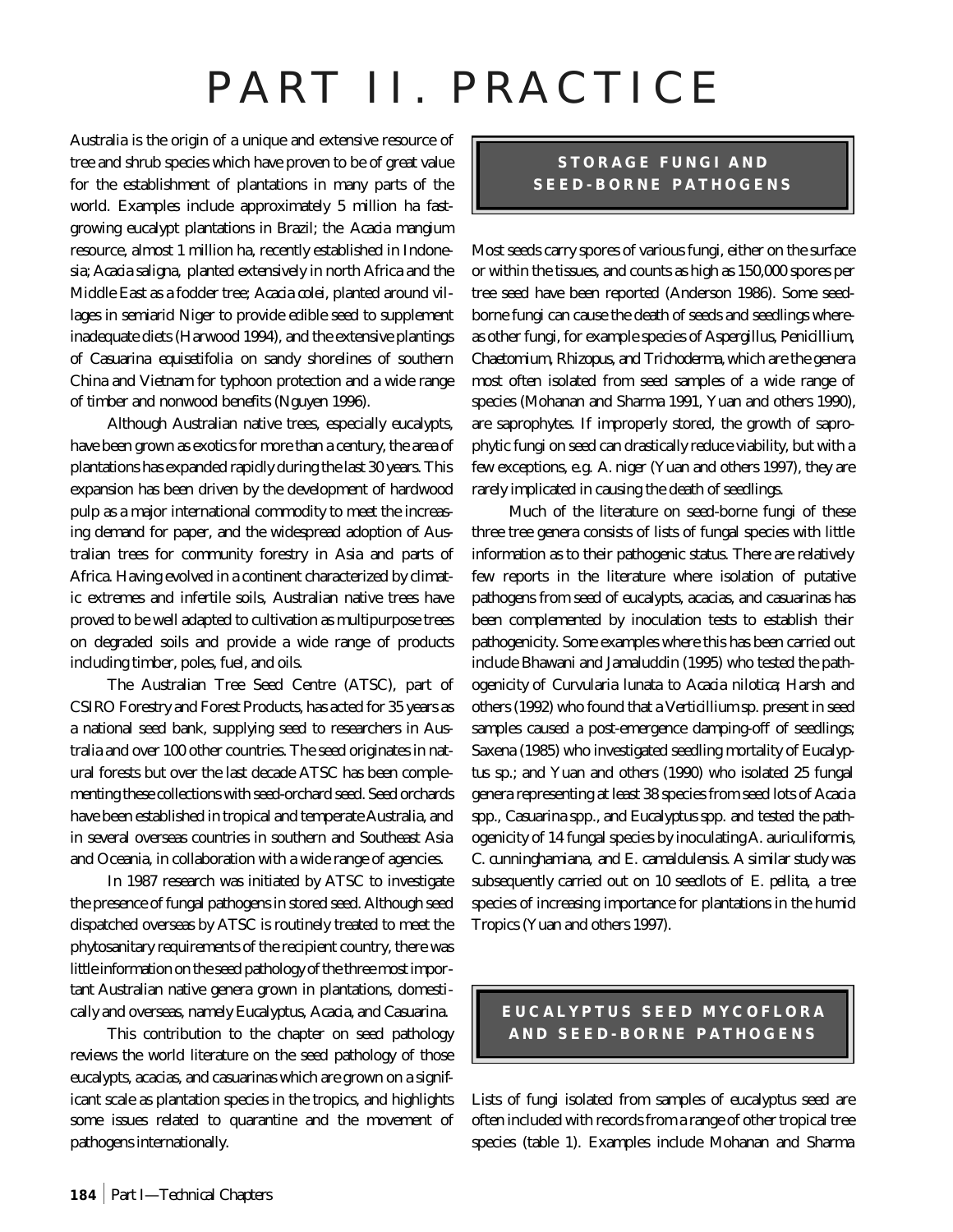# PART II. PRACTICE

Australia is the origin of a unique and extensive resource of tree and shrub species which have proven to be of great value for the establishment of plantations in many parts of the world. Examples include approximately 5 million ha fast-growing eucalypt plantations in Brazil; the *Acacia mangium* resource, almost 1 million ha, recently established in Indonesia; *Acacia saligna*, planted extensively in north Africa and the Middle East as a fodder tree; *Acacia colei*, planted around villages in semiarid Niger to provide edible seed to supplement inadequate diets (Harwood 1994), and the extensive plantings of *Casuarina equisetifolia* on sandy shorelines of southern China and Vietnam for typhoon protection and a wide range of timber and nonwood benefits (Nguyen 1996).

Although Australian native trees, especially eucalypts, have been grown as exotics for more than a century, the area of plantations has expanded rapidly during the last 30 years. This expansion has been driven by the development of hardwood pulp as a major international commodity to meet the increasing demand for paper, and the widespread adoption of Australian trees for community forestry in Asia and parts of Africa. Having evolved in a continent characterized by climatic extremes and infertile soils, Australian native trees have proved to be well adapted to cultivation as multipurpose trees on degraded soils and provide a wide range of products including timber, poles, fuel, and oils.

The Australian Tree Seed Centre (ATSC), part of CSIRO Forestry and Forest Products, has acted for 35 years as a national seed bank, supplying seed to researchers in Australia and over 100 other countries. The seed originates in natural forests but over the last decade ATSC has been complementing these collections with seed-orchard seed. Seed orchards have been established in tropical and temperate Australia, and in several overseas countries in southern and Southeast Asia and Oceania, in collaboration with a wide range of agencies.

In 1987 research was initiated by ATSC to investigate the presence of fungal pathogens in stored seed. Although seed dispatched overseas by ATSC is routinely treated to meet the phytosanitary requirements of the recipient country, there was little information on the seed pathology of the three most important Australian native genera grown in plantations, domestically and overseas, namely *Eucalyptus*, *Acacia*, and *Casuarina*.

This contribution to the chapter on seed pathology reviews the world literature on the seed pathology of those eucalypts, acacias, and casuarinas which are grown on a significant scale as plantation species in the tropics, and highlights some issues related to quarantine and the movement of pathogens internationally.

## STORAGE FUNGI AND SEED-BORNE PATHOGENS

Most seeds carry spores of various fungi, either on the surface or within the tissues, and counts as high as 150,000 spores per tree seed have been reported (Anderson 1986). Some seed-borne fungi can cause the death of seeds and seedlings whereas other fungi, for example species of *Aspergillus*, *Penicillium*, *Chaetomium*, *Rhizopus*, and *Trichoderma*, which are the genera most often isolated from seed samples of a wide range of species (Mohanan and Sharma 1991, Yuan and others 1990), are saprophytes. If improperly stored, the growth of saprophytic fungi on seed can drastically reduce viability, but with a few exceptions, e.g. *A. niger* (Yuan and others 1997), they are rarely implicated in causing the death of seedlings.

Much of the literature on seed-borne fungi of these three tree genera consists of lists of fungal species with little information as to their pathogenic status. There are relatively few reports in the literature where isolation of putative pathogens from seed of eucalypts, acacias, and casuarinas has been complemented by inoculation tests to establish their pathogenicity. Some examples where this has been carried out include Bhawani and Jamaluddin (1995) who tested the pathogenicity of *Curvularia lunata* to *Acacia nilotica*; Harsh and others (1992) who found that a *Verticillium* sp. present in seed samples caused a post-emergence damping-off of seedlings; Saxena (1985) who investigated seedling mortality of *Eucalyptus* sp.; and Yuan and others (1990) who isolated 25 fungal genera representing at least 38 species from seed lots of *Acacia* spp., *Casuarina* spp., and *Eucalyptus* spp. and tested the pathogenicity of 14 fungal species by inoculating *A. auriculiformis*, *C. cunninghamiana*, and *E. camaldulensis*. A similar study was subsequently carried out on 10 seedlots of *E. pellita*, a tree species of increasing importance for plantations in the humid Tropics (Yuan and others 1997).

## EUCALYPTUS SEED MYCOFLORA AND SEED-BORNE PATHOGENS

Lists of fungi isolated from samples of eucalyptus seed are often included with records from a range of other tropical tree species (table 1). Examples include Mohanan and Sharma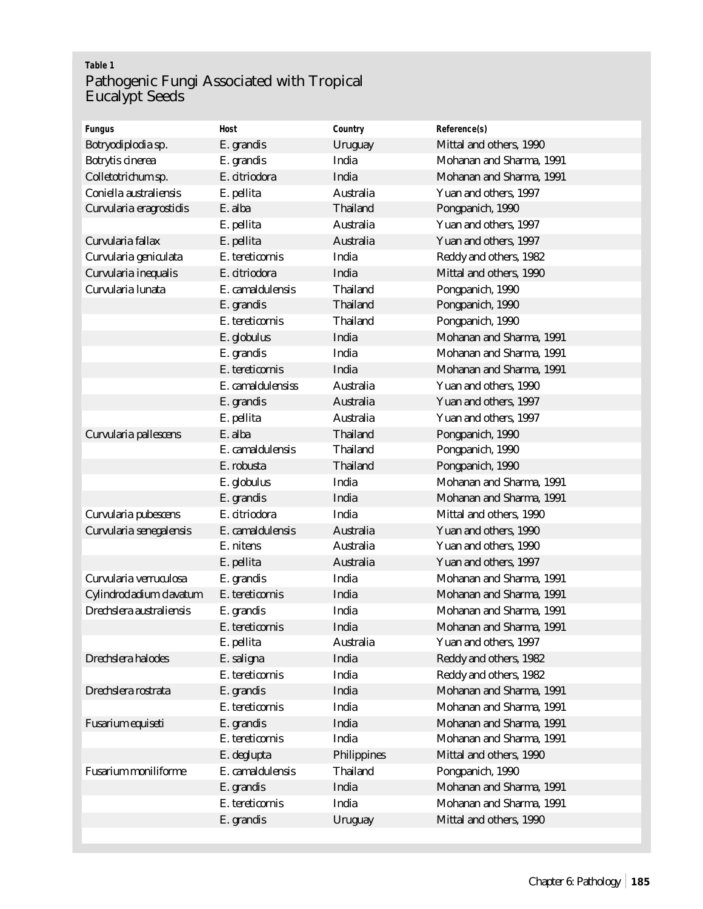**Table 1**

## Pathogenic Fungi Associated with Tropical Eucalypt Seeds

| Fungus | Host | Country | Reference(s) |
|---|---|---|---|
| *Botryodiplodia* sp. | *E. grandis* | Uruguay | Mittal and others, 1990 |
| *Botrytis cinerea* | *E. grandis* | India | Mohanan and Sharma, 1991 |
| *Colletotrichum* sp. | *E. citriodora* | India | Mohanan and Sharma, 1991 |
| *Coniella australiensis* | *E. pellita* | Australia | Yuan and others, 1997 |
| *Curvularia eragrostidis* | *E. alba* | Thailand | Pongpanich, 1990 |
| | *E. pellita* | Australia | Yuan and others, 1997 |
| *Curvularia fallax* | *E. pellita* | Australia | Yuan and others, 1997 |
| *Curvularia geniculata* | *E. tereticornis* | India | Reddy and others, 1982 |
| *Curvularia inequalis* | *E. citriodora* | India | Mittal and others, 1990 |
| *Curvularia lunata* | *E. camaldulensis* | Thailand | Pongpanich, 1990 |
| | *E. grandis* | Thailand | Pongpanich, 1990 |
| | *E. tereticornis* | Thailand | Pongpanich, 1990 |
| | *E. globulus* | India | Mohanan and Sharma, 1991 |
| | *E. grandis* | India | Mohanan and Sharma, 1991 |
| | *E. tereticornis* | India | Mohanan and Sharma, 1991 |
| | *E. camaldulensiss* | Australia | Yuan and others, 1990 |
| | *E. grandis* | Australia | Yuan and others, 1997 |
| | *E. pellita* | Australia | Yuan and others, 1997 |
| *Curvularia pallescens* | *E. alba* | Thailand | Pongpanich, 1990 |
| | *E. camaldulensis* | Thailand | Pongpanich, 1990 |
| | *E. robusta* | Thailand | Pongpanich, 1990 |
| | *E. globulus* | India | Mohanan and Sharma, 1991 |
| | *E. grandis* | India | Mohanan and Sharma, 1991 |
| *Curvularia pubescens* | *E. citriodora* | India | Mittal and others, 1990 |
| *Curvularia senegalensis* | *E. camaldulensis* | Australia | Yuan and others, 1990 |
| | *E. nitens* | Australia | Yuan and others, 1990 |
| | *E. pellita* | Australia | Yuan and others, 1997 |
| *Curvularia verruculosa* | *E. grandis* | India | Mohanan and Sharma, 1991 |
| *Cylindrocladium clavatum* | *E. tereticornis* | India | Mohanan and Sharma, 1991 |
| *Drechslera australiensis* | *E. grandis* | India | Mohanan and Sharma, 1991 |
| | *E. tereticornis* | India | Mohanan and Sharma, 1991 |
| | *E. pellita* | Australia | Yuan and others, 1997 |
| *Drechslera halodes* | *E. saligna* | India | Reddy and others, 1982 |
| | *E. tereticornis* | India | Reddy and others, 1982 |
| *Drechslera rostrata* | *E. grandis* | India | Mohanan and Sharma, 1991 |
| | *E. tereticornis* | India | Mohanan and Sharma, 1991 |
| *Fusarium equiseti* | *E. grandis* | India | Mohanan and Sharma, 1991 |
| | *E. tereticornis* | India | Mohanan and Sharma, 1991 |
| | *E. deglupta* | Philippines | Mittal and others, 1990 |
| *Fusarium moniliforme* | *E. camaldulensis* | Thailand | Pongpanich, 1990 |
| | *E. grandis* | India | Mohanan and Sharma, 1991 |
| | *E. tereticornis* | India | Mohanan and Sharma, 1991 |
| | *E. grandis* | Uruguay | Mittal and others, 1990 |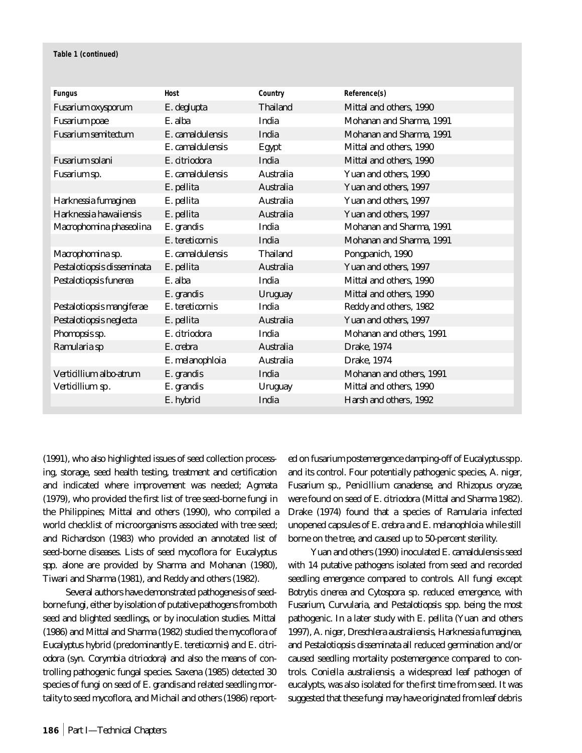**Table 1 (continued)**

| Fungus | Host | Country | Reference(s) |
|---|---|---|---|
| *Fusarium oxysporum* | *E. deglupta* | Thailand | Mittal and others, 1990 |
| *Fusarium poae* | *E. alba* | India | Mohanan and Sharma, 1991 |
| *Fusarium semitectum* | *E. camaldulensis* | India | Mohanan and Sharma, 1991 |
| | *E. camaldulensis* | Egypt | Mittal and others, 1990 |
| *Fusarium solani* | *E. citriodora* | India | Mittal and others, 1990 |
| *Fusarium* sp. | *E. camaldulensis* | Australia | Yuan and others, 1990 |
| | *E. pellita* | Australia | Yuan and others, 1997 |
| *Harknessia fumaginea* | *E. pellita* | Australia | Yuan and others, 1997 |
| *Harknessia hawaiiensis* | *E. pellita* | Australia | Yuan and others, 1997 |
| *Macrophomina phaseolina* | *E. grandis* | India | Mohanan and Sharma, 1991 |
| | *E. tereticornis* | India | Mohanan and Sharma, 1991 |
| *Macrophomina* sp. | *E. camaldulensis* | Thailand | Pongpanich, 1990 |
| *Pestalotiopsis disseminata* | *E. pellita* | Australia | Yuan and others, 1997 |
| *Pestalotiopsis funerea* | *E. alba* | India | Mittal and others, 1990 |
| | *E. grandis* | Uruguay | Mittal and others, 1990 |
| *Pestalotiopsis mangiferae* | *E. tereticornis* | India | Reddy and others, 1982 |
| *Pestalotiopsis neglecta* | *E. pellita* | Australia | Yuan and others, 1997 |
| *Phomopsis* sp. | *E. citriodora* | India | Mohanan and others, 1991 |
| *Ramularia* sp | *E. crebra* | Australia | Drake, 1974 |
| | *E. melanophloia* | Australia | Drake, 1974 |
| *Verticillium albo-atrum* | *E. grandis* | India | Mohanan and others, 1991 |
| *Verticillium* sp. | *E. grandis* | Uruguay | Mittal and others, 1990 |
| | *E.* hybrid | India | Harsh and others, 1992 |

(1991), who also highlighted issues of seed collection processing, storage, seed health testing, treatment and certification and indicated where improvement was needed; Agmata (1979), who provided the first list of tree seed-borne fungi in the Philippines; Mittal and others (1990), who compiled a world checklist of microorganisms associated with tree seed; and Richardson (1983) who provided an annotated list of seed-borne diseases. Lists of seed mycoflora for *Eucalyptus* spp. alone are provided by Sharma and Mohanan (1980), Tiwari and Sharma (1981), and Reddy and others (1982).

Several authors have demonstrated pathogenesis of seed-borne fungi, either by isolation of putative pathogens from both seed and blighted seedlings, or by inoculation studies. Mittal (1986) and Mittal and Sharma (1982) studied the mycoflora of *Eucalyptus* hybrid (predominantly *E. tereticornis*) and *E. citriodora* (syn. *Corymbia citriodora*) and also the means of controlling pathogenic fungal species. Saxena (1985) detected 30 species of fungi on seed of *E. grandis* and related seedling mortality to seed mycoflora, and Michail and others (1986) reported on fusarium postemergence damping-off of *Eucalyptus* spp. and its control. Four potentially pathogenic species, *A. niger*, *Fusarium* sp., *Penicillium canadense*, and *Rhizopus oryzae*, were found on seed of *E. citriodora* (Mittal and Sharma 1982). Drake (1974) found that a species of *Ramularia* infected unopened capsules of *E. crebra* and *E. melanophloia* while still borne on the tree, and caused up to 50-percent sterility.

Yuan and others (1990) inoculated *E. camaldulensis* seed with 14 putative pathogens isolated from seed and recorded seedling emergence compared to controls. All fungi except *Botrytis cinerea* and *Cytospora* sp. reduced emergence, with *Fusarium*, *Curvularia*, and *Pestalotiopsis* spp. being the most pathogenic. In a later study with *E. pellita* (Yuan and others 1997), *A. niger*, *Dreschlera australiensis*, *Harknessia fumaginea*, and *Pestalotiopsis disseminata* all reduced germination and/or caused seedling mortality postemergence compared to controls. *Coniella australiensis*, a widespread leaf pathogen of eucalypts, was also isolated for the first time from seed. It was suggested that these fungi may have originated from leaf debris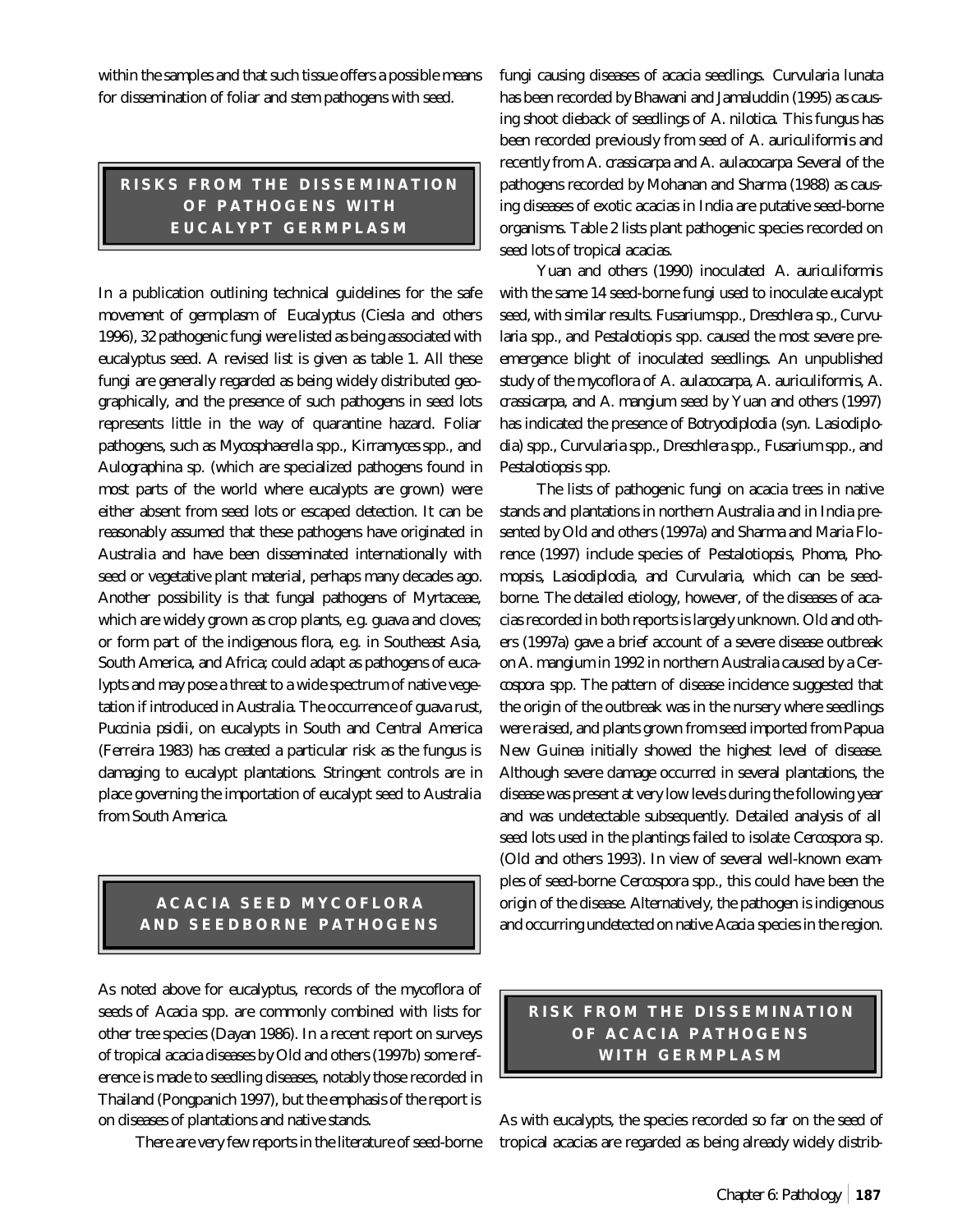within the samples and that such tissue offers a possible means for dissemination of foliar and stem pathogens with seed.

## RISKS FROM THE DISSEMINATION OF PATHOGENS WITH EUCALYPT GERMPLASM

In a publication outlining technical guidelines for the safe movement of germplasm of *Eucalyptus* (Ciesla and others 1996), 32 pathogenic fungi were listed as being associated with eucalyptus seed. A revised list is given as table 1. All these fungi are generally regarded as being widely distributed geographically, and the presence of such pathogens in seed lots represents little in the way of quarantine hazard. Foliar pathogens, such as *Mycosphaerella* spp., *Kirramyces* spp., and *Aulographina* sp. (which are specialized pathogens found in most parts of the world where eucalypts are grown) were either absent from seed lots or escaped detection. It can be reasonably assumed that these pathogens have originated in Australia and have been disseminated internationally with seed or vegetative plant material, perhaps many decades ago. Another possibility is that fungal pathogens of Myrtaceae, which are widely grown as crop plants, e.g. guava and cloves; or form part of the indigenous flora, e.g. in Southeast Asia, South America, and Africa; could adapt as pathogens of eucalypts and may pose a threat to a wide spectrum of native vegetation if introduced in Australia. The occurrence of guava rust, *Puccinia psidii*, on eucalypts in South and Central America (Ferreira 1983) has created a particular risk as the fungus is damaging to eucalypt plantations. Stringent controls are in place governing the importation of eucalypt seed to Australia from South America.

## ACACIA SEED MYCOFLORA AND SEEDBORNE PATHOGENS

As noted above for eucalyptus, records of the mycoflora of seeds of *Acacia* spp. are commonly combined with lists for other tree species (Dayan 1986). In a recent report on surveys of tropical acacia diseases by Old and others (1997b) some reference is made to seedling diseases, notably those recorded in Thailand (Pongpanich 1997), but the emphasis of the report is on diseases of plantations and native stands.

There are very few reports in the literature of seed-borne fungi causing diseases of acacia seedlings. *Curvularia lunata* has been recorded by Bhawani and Jamaluddin (1995) as causing shoot dieback of seedlings of *A. nilotica*. This fungus has been recorded previously from seed of *A. auriculiformis* and recently from *A. crassicarpa* and *A. aulacocarpa* Several of the pathogens recorded by Mohanan and Sharma (1988) as causing diseases of exotic acacias in India are putative seed-borne organisms. Table 2 lists plant pathogenic species recorded on seed lots of tropical acacias.

Yuan and others (1990) inoculated *A. auriculiformis* with the same 14 seed-borne fungi used to inoculate eucalypt seed, with similar results. *Fusarium* spp., *Dreschlera* sp., *Curvularia* spp., and *Pestalotiopis* spp. caused the most severe pre-emergence blight of inoculated seedlings. An unpublished study of the mycoflora of *A. aulacocarpa*, *A. auriculiformis*, *A. crassicarpa*, and *A. mangium* seed by Yuan and others (1997) has indicated the presence of *Botryodiplodia* (syn. *Lasiodiplodia*) spp., *Curvularia* spp., *Dreschlera* spp., *Fusarium* spp., and *Pestalotiopsis* spp.

The lists of pathogenic fungi on acacia trees in native stands and plantations in northern Australia and in India presented by Old and others (1997a) and Sharma and Maria Florence (1997) include species of *Pestalotiopsis*, *Phoma*, *Phomopsis*, *Lasiodiplodia*, and *Curvularia*, which can be seed-borne. The detailed etiology, however, of the diseases of acacias recorded in both reports is largely unknown. Old and others (1997a) gave a brief account of a severe disease outbreak on *A. mangium* in 1992 in northern Australia caused by a *Cercospora* spp. The pattern of disease incidence suggested that the origin of the outbreak was in the nursery where seedlings were raised, and plants grown from seed imported from Papua New Guinea initially showed the highest level of disease. Although severe damage occurred in several plantations, the disease was present at very low levels during the following year and was undetectable subsequently. Detailed analysis of all seed lots used in the plantings failed to isolate *Cercospora* sp. (Old and others 1993). In view of several well-known examples of seed-borne *Cercospora* spp., this could have been the origin of the disease. Alternatively, the pathogen is indigenous and occurring undetected on native *Acacia* species in the region.

## RISK FROM THE DISSEMINATION OF ACACIA PATHOGENS WITH GERMPLASM

As with eucalypts, the species recorded so far on the seed of tropical acacias are regarded as being already widely distrib-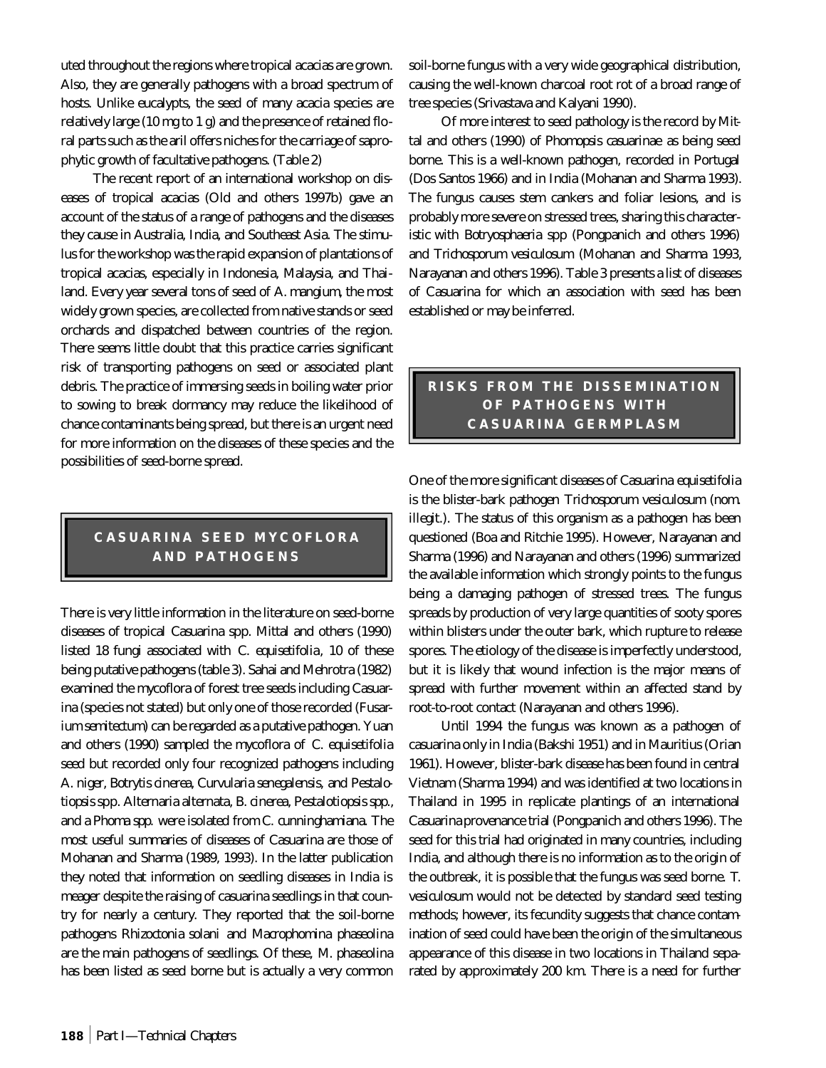uted throughout the regions where tropical acacias are grown. Also, they are generally pathogens with a broad spectrum of hosts. Unlike eucalypts, the seed of many acacia species are relatively large (10 mg to 1 g) and the presence of retained floral parts such as the aril offers niches for the carriage of saprophytic growth of facultative pathogens. (Table 2)

The recent report of an international workshop on diseases of tropical acacias (Old and others 1997b) gave an account of the status of a range of pathogens and the diseases they cause in Australia, India, and Southeast Asia. The stimulus for the workshop was the rapid expansion of plantations of tropical acacias, especially in Indonesia, Malaysia, and Thailand. Every year several tons of seed of *A. mangium*, the most widely grown species, are collected from native stands or seed orchards and dispatched between countries of the region. There seems little doubt that this practice carries significant risk of transporting pathogens on seed or associated plant debris. The practice of immersing seeds in boiling water prior to sowing to break dormancy may reduce the likelihood of chance contaminants being spread, but there is an urgent need for more information on the diseases of these species and the possibilities of seed-borne spread.

## CASUARINA SEED MYCOFLORA AND PATHOGENS

There is very little information in the literature on seed-borne diseases of tropical *Casuarina* spp. Mittal and others (1990) listed 18 fungi associated with *C. equisetifolia*, 10 of these being putative pathogens (table 3). Sahai and Mehrotra (1982) examined the mycoflora of forest tree seeds including Casuarina (species not stated) but only one of those recorded (*Fusarium semitectum*) can be regarded as a putative pathogen. Yuan and others (1990) sampled the mycoflora of *C. equisetifolia* seed but recorded only four recognized pathogens including *A. niger*, *Botrytis cinerea*, *Curvularia senegalensis*, and *Pestalotiopsis* spp. *Alternaria alternata*, *B. cinerea*, *Pestalotiopsis* spp., and a *Phoma* spp. were isolated from *C. cunninghamiana*. The most useful summaries of diseases of Casuarina are those of Mohanan and Sharma (1989, 1993). In the latter publication they noted that information on seedling diseases in India is meager despite the raising of casuarina seedlings in that country for nearly a century. They reported that the soil-borne pathogens *Rhizoctonia solani* and *Macrophomina phaseolina* are the main pathogens of seedlings. Of these, *M. phaseolina* has been listed as seed borne but is actually a very common soil-borne fungus with a very wide geographical distribution, causing the well-known charcoal root rot of a broad range of tree species (Srivastava and Kalyani 1990).

Of more interest to seed pathology is the record by Mittal and others (1990) of *Phomopsis casuarinae* as being seed borne. This is a well-known pathogen, recorded in Portugal (Dos Santos 1966) and in India (Mohanan and Sharma 1993). The fungus causes stem cankers and foliar lesions, and is probably more severe on stressed trees, sharing this characteristic with *Botryosphaeria* spp (Pongpanich and others 1996) and *Trichosporum vesiculosum* (Mohanan and Sharma 1993, Narayanan and others 1996). Table 3 presents a list of diseases of Casuarina for which an association with seed has been established or may be inferred.

## RISKS FROM THE DISSEMINATION OF PATHOGENS WITH CASUARINA GERMPLASM

One of the more significant diseases of *Casuarina equisetifolia* is the blister-bark pathogen *Trichosporum vesiculosum* (nom. illegit.). The status of this organism as a pathogen has been questioned (Boa and Ritchie 1995). However, Narayanan and Sharma (1996) and Narayanan and others (1996) summarized the available information which strongly points to the fungus being a damaging pathogen of stressed trees. The fungus spreads by production of very large quantities of sooty spores within blisters under the outer bark, which rupture to release spores. The etiology of the disease is imperfectly understood, but it is likely that wound infection is the major means of spread with further movement within an affected stand by root-to-root contact (Narayanan and others 1996).

Until 1994 the fungus was known as a pathogen of casuarina only in India (Bakshi 1951) and in Mauritius (Orian 1961). However, blister-bark disease has been found in central Vietnam (Sharma 1994) and was identified at two locations in Thailand in 1995 in replicate plantings of an international *Casuarina* provenance trial (Pongpanich and others 1996). The seed for this trial had originated in many countries, including India, and although there is no information as to the origin of the outbreak, it is possible that the fungus was seed borne. *T. vesiculosum* would not be detected by standard seed testing methods; however, its fecundity suggests that chance contamination of seed could have been the origin of the simultaneous appearance of this disease in two locations in Thailand separated by approximately 200 km. There is a need for further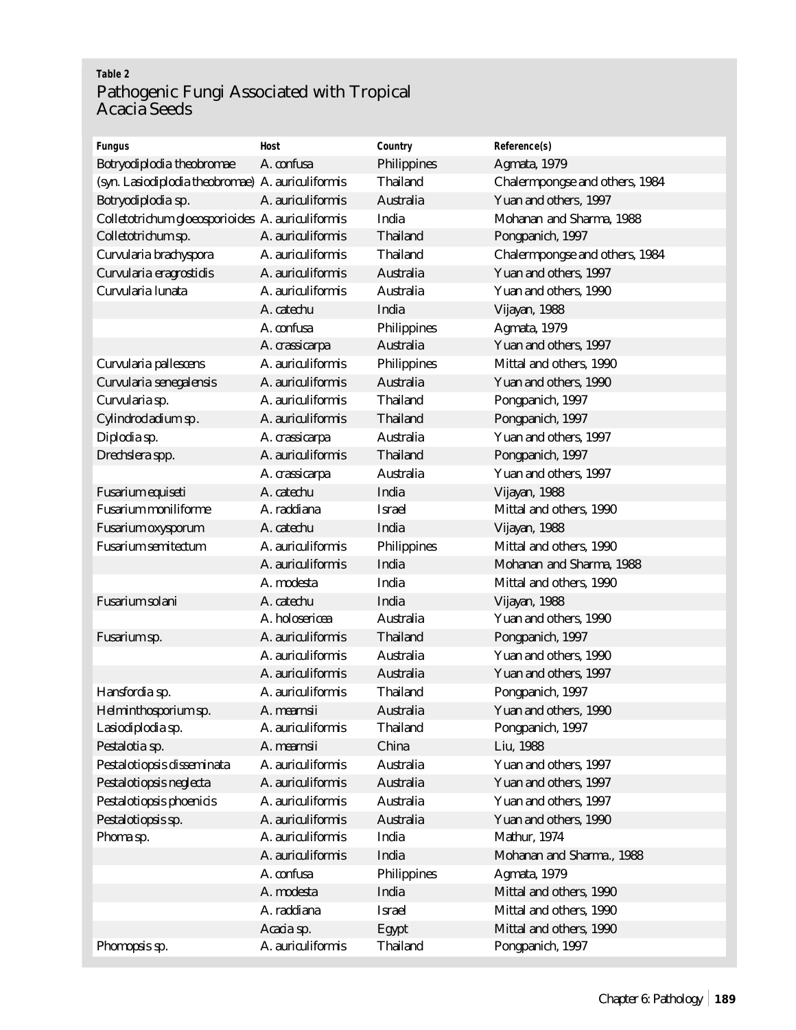**Table 2**

## Pathogenic Fungi Associated with Tropical Acacia Seeds

| Fungus | Host | Country | Reference(s) |
|---|---|---|---|
| *Botryodiplodia theobromae* | *A. confusa* | Philippines | Agmata, 1979 |
| (syn. *Lasiodiplodia theobromae*) | *A. auriculiformis* | Thailand | Chalermpongse and others, 1984 |
| *Botryodiplodia* sp. | *A. auriculiformis* | Australia | Yuan and others, 1997 |
| *Colletotrichum gloeosporioides* | *A. auriculiformis* | India | Mohanan and Sharma, 1988 |
| *Colletotrichum* sp. | *A. auriculiformis* | Thailand | Pongpanich, 1997 |
| *Curvularia brachyspora* | *A. auriculiformis* | Thailand | Chalermpongse and others, 1984 |
| *Curvularia eragrostidis* | *A. auriculiformis* | Australia | Yuan and others, 1997 |
| *Curvularia lunata* | *A. auriculiformis* | Australia | Yuan and others, 1990 |
| | *A. catechu* | India | Vijayan, 1988 |
| | *A. confusa* | Philippines | Agmata, 1979 |
| | *A. crassicarpa* | Australia | Yuan and others, 1997 |
| *Curvularia pallescens* | *A. auriculiformis* | Philippines | Mittal and others, 1990 |
| *Curvularia senegalensis* | *A. auriculiformis* | Australia | Yuan and others, 1990 |
| *Curvularia* sp. | *A. auriculiformis* | Thailand | Pongpanich, 1997 |
| *Cylindrocladium* sp. | *A. auriculiformis* | Thailand | Pongpanich, 1997 |
| *Diplodia* sp. | *A. crassicarpa* | Australia | Yuan and others, 1997 |
| *Drechslera* spp. | *A. auriculiformis* | Thailand | Pongpanich, 1997 |
| | *A. crassicarpa* | Australia | Yuan and others, 1997 |
| *Fusarium equiseti* | *A. catechu* | India | Vijayan, 1988 |
| *Fusarium moniliforme* | *A. raddiana* | Israel | Mittal and others, 1990 |
| *Fusarium oxysporum* | *A. catechu* | India | Vijayan, 1988 |
| *Fusarium semitectum* | *A. auriculiformis* | Philippines | Mittal and others, 1990 |
| | *A. auriculiformis* | India | Mohanan and Sharma, 1988 |
| | *A. modesta* | India | Mittal and others, 1990 |
| *Fusarium solani* | *A. catechu* | India | Vijayan, 1988 |
| | *A. holosericea* | Australia | Yuan and others, 1990 |
| *Fusarium* sp. | *A. auriculiformis* | Thailand | Pongpanich, 1997 |
| | *A. auriculiformis* | Australia | Yuan and others, 1990 |
| | *A. auriculiformis* | Australia | Yuan and others, 1997 |
| *Hansfordia* sp. | *A. auriculiformis* | Thailand | Pongpanich, 1997 |
| *Helminthosporium* sp. | *A. mearnsii* | Australia | Yuan and others, 1990 |
| *Lasiodiplodia* sp. | *A. auriculiformis* | Thailand | Pongpanich, 1997 |
| *Pestalotia* sp. | *A. mearnsii* | China | Liu, 1988 |
| *Pestalotiopsis disseminata* | *A. auriculiformis* | Australia | Yuan and others, 1997 |
| *Pestalotiopsis neglecta* | *A. auriculiformis* | Australia | Yuan and others, 1997 |
| *Pestalotiopsis phoenicis* | *A. auriculiformis* | Australia | Yuan and others, 1997 |
| *Pestalotiopsis* sp. | *A. auriculiformis* | Australia | Yuan and others, 1990 |
| *Phoma* sp. | *A. auriculiformis* | India | Mathur, 1974 |
| | *A. auriculiformis* | India | Mohanan and Sharma., 1988 |
| | *A. confusa* | Philippines | Agmata, 1979 |
| | *A. modesta* | India | Mittal and others, 1990 |
| | *A. raddiana* | Israel | Mittal and others, 1990 |
| | *Acacia* sp. | Egypt | Mittal and others, 1990 |
| *Phomopsis* sp. | *A. auriculiformis* | Thailand | Pongpanich, 1997 |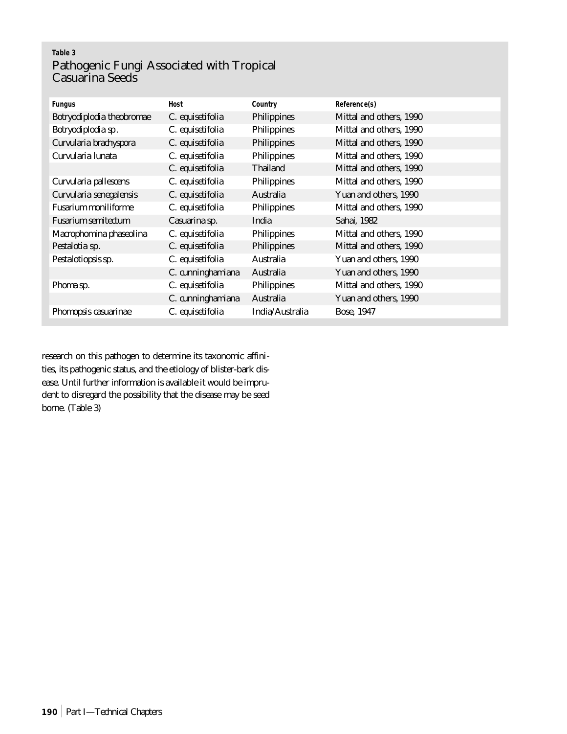**Table 3**
## Pathogenic Fungi Associated with Tropical Casuarina Seeds

| Fungus | Host | Country | Reference(s) |
|---|---|---|---|
| *Botryodiplodia theobromae* | *C. equisetifolia* | Philippines | Mittal and others, 1990 |
| *Botryodiplodia* sp. | *C. equisetifolia* | Philippines | Mittal and others, 1990 |
| *Curvularia brachyspora* | *C. equisetifolia* | Philippines | Mittal and others, 1990 |
| *Curvularia lunata* | *C. equisetifolia* | Philippines | Mittal and others, 1990 |
| | *C. equisetifolia* | Thailand | Mittal and others, 1990 |
| *Curvularia pallescens* | *C. equisetifolia* | Philippines | Mittal and others, 1990 |
| *Curvularia senegalensis* | *C. equisetifolia* | Australia | Yuan and others, 1990 |
| *Fusarium moniliforme* | *C. equisetifolia* | Philippines | Mittal and others, 1990 |
| *Fusarium semitectum* | *Casuarina* sp. | India | Sahai, 1982 |
| *Macrophomina phaseolina* | *C. equisetifolia* | Philippines | Mittal and others, 1990 |
| *Pestalotia* sp. | *C. equisetifolia* | Philippines | Mittal and others, 1990 |
| *Pestalotiopsis* sp. | *C. equisetifolia* | Australia | Yuan and others, 1990 |
| | *C. cunninghamiana* | Australia | Yuan and others, 1990 |
| *Phoma* sp. | *C. equisetifolia* | Philippines | Mittal and others, 1990 |
| | *C. cunninghamiana* | Australia | Yuan and others, 1990 |
| *Phomopsis casuarinae* | *C. equisetifolia* | India/Australia | Bose, 1947 |

research on this pathogen to determine its taxonomic affinities, its pathogenic status, and the etiology of blister-bark disease. Until further information is available it would be imprudent to disregard the possibility that the disease may be seed borne. (Table 3)